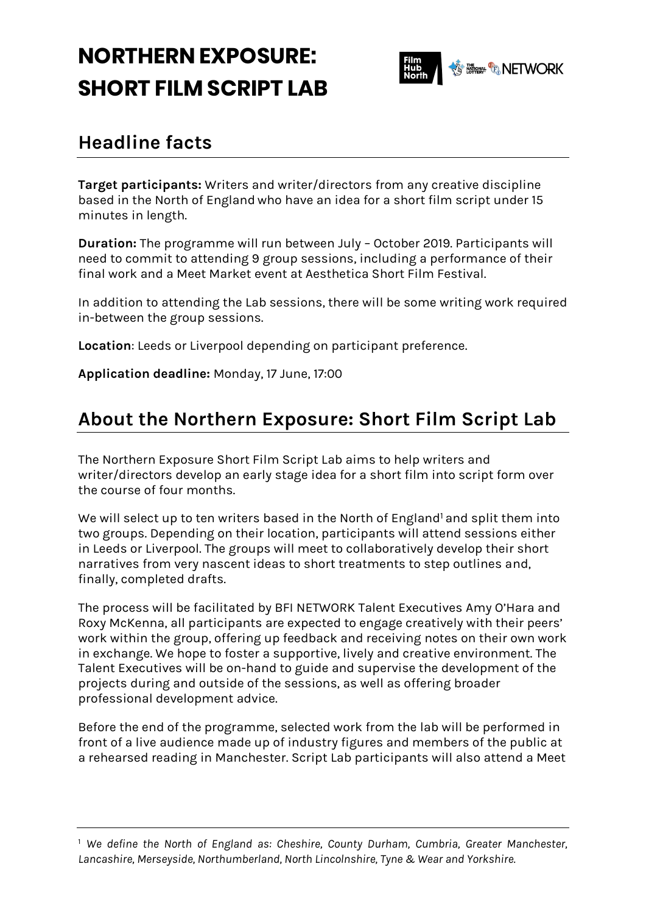# NORTHERN EXPOSURE: SHORT FILM SCRIPT LAB

## Headline facts

**Target participants:** Writers and writer/directors from any creative discipline based in the North of England who have an idea for a short film script under 15 minutes in length.

**Duration:** The programme will run between July – October 2019. Participants will need to commit to attending 9 group sessions, including a performance of their final work and a Meet Market event at Aesthetica Short Film Festival.

In addition to attending the Lab sessions, there will be some writing work required in-between the group sessions.

**Location**: Leeds or Liverpool depending on participant preference.

**Application deadline:** Monday, 17 June, 17:00

## About the Northern Exposure: Short Film Script Lab

The Northern Exposure Short Film Script Lab aims to help writers and writer/directors develop an early stage idea for a short film into script form over the course of four months.

We will select up to ten writers based in the North of England[1] and split them into two groups. Depending on their location, participants will attend sessions either in Leeds or Liverpool. The groups will meet to collaboratively develop their short narratives from very nascent ideas to short treatments to step outlines and, finally, completed drafts.

The process will be facilitated by BFI NETWORK Talent Executives Amy O'Hara and Roxy McKenna, all participants are expected to engage creatively with their peers' work within the group, offering up feedback and receiving notes on their own work in exchange. We hope to foster a supportive, lively and creative environment. The Talent Executives will be on-hand to guide and supervise the development of the projects during and outside of the sessions, as well as offering broader professional development advice.

Before the end of the programme, selected work from the lab will be performed in front of a live audience made up of industry figures and members of the public at a rehearsed reading in Manchester. Script Lab participants will also attend a Meet

---

[1] *We define the North of England as: Cheshire, County Durham, Cumbria, Greater Manchester, Lancashire, Merseyside, Northumberland, North Lincolnshire, Tyne & Wear and Yorkshire.*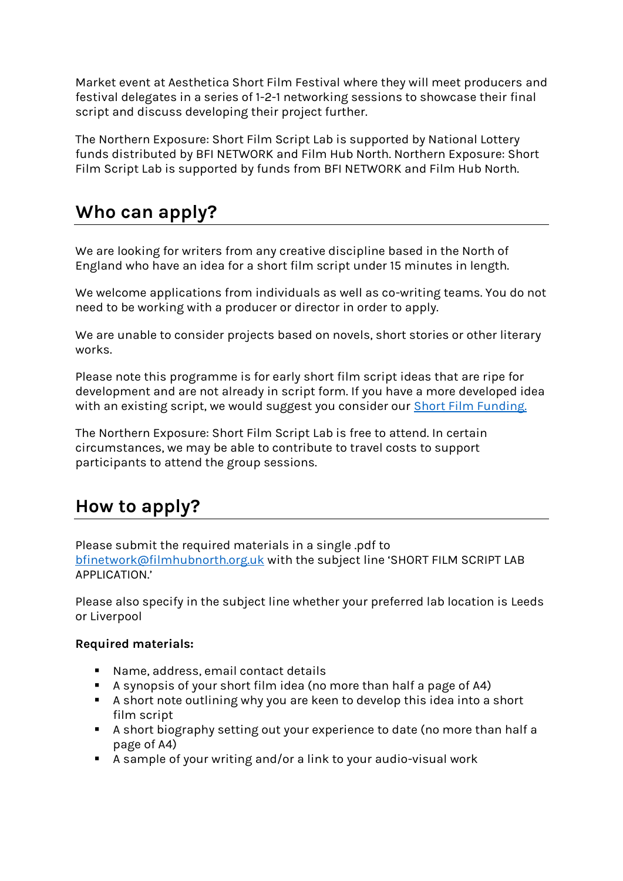Market event at Aesthetica Short Film Festival where they will meet producers and festival delegates in a series of 1-2-1 networking sessions to showcase their final script and discuss developing their project further.

The Northern Exposure: Short Film Script Lab is supported by National Lottery funds distributed by BFI NETWORK and Film Hub North. Northern Exposure: Short Film Script Lab is supported by funds from BFI NETWORK and Film Hub North.

## Who can apply?

We are looking for writers from any creative discipline based in the North of England who have an idea for a short film script under 15 minutes in length.

We welcome applications from individuals as well as co-writing teams. You do not need to be working with a producer or director in order to apply.

We are unable to consider projects based on novels, short stories or other literary works.

Please note this programme is for early short film script ideas that are ripe for development and are not already in script form. If you have a more developed idea with an existing script, we would suggest you consider our [Short Film Funding.]()

The Northern Exposure: Short Film Script Lab is free to attend. In certain circumstances, we may be able to contribute to travel costs to support participants to attend the group sessions.

## How to apply?

Please submit the required materials in a single .pdf to [bfinetwork@filmhubnorth.org.uk](mailto:bfinetwork@filmhubnorth.org.uk) with the subject line 'SHORT FILM SCRIPT LAB APPLICATION.'

Please also specify in the subject line whether your preferred lab location is Leeds or Liverpool

**Required materials:**

- Name, address, email contact details
- A synopsis of your short film idea (no more than half a page of A4)
- A short note outlining why you are keen to develop this idea into a short film script
- A short biography setting out your experience to date (no more than half a page of A4)
- A sample of your writing and/or a link to your audio-visual work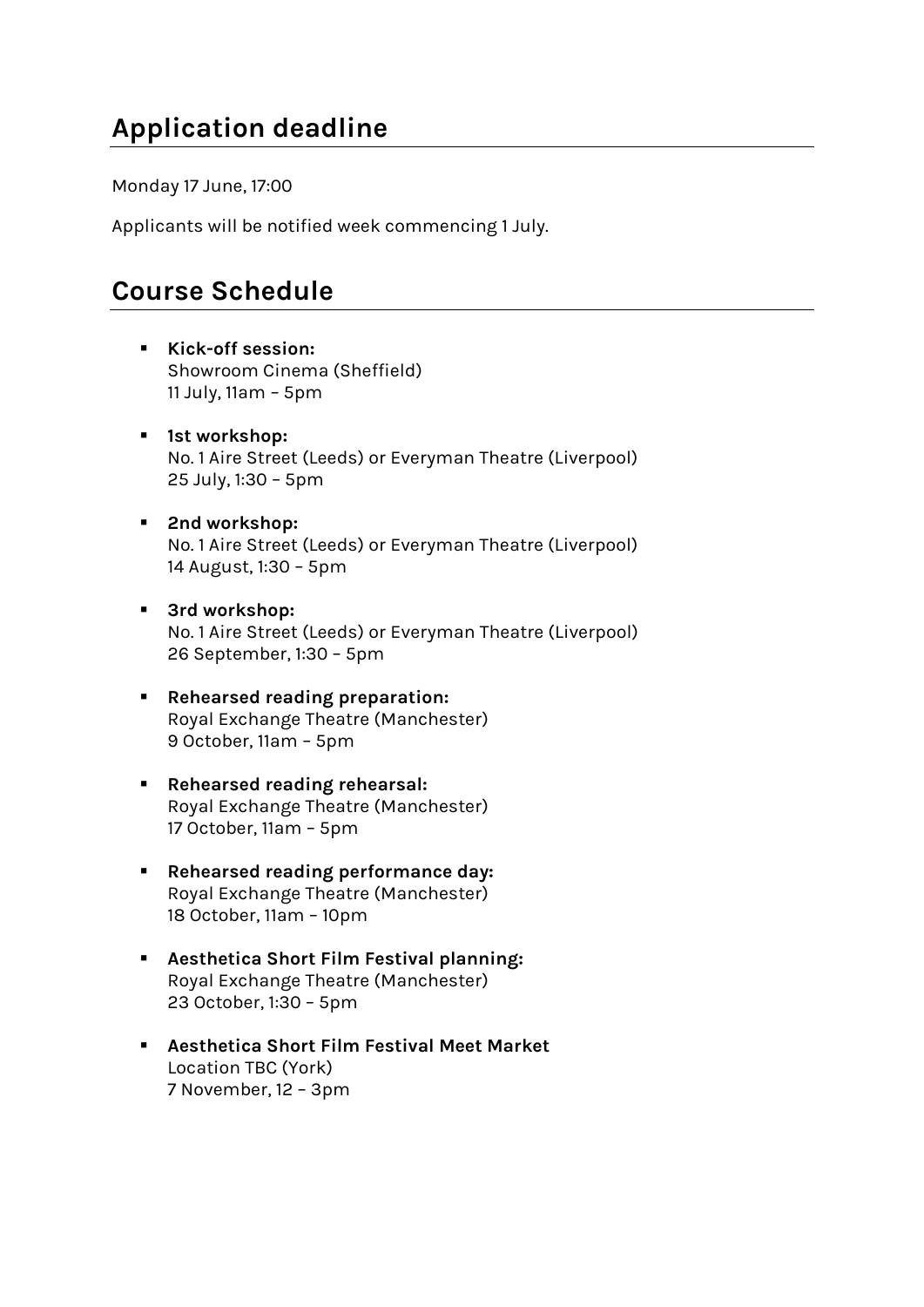## Application deadline

Monday 17 June, 17:00

Applicants will be notified week commencing 1 July.

## Course Schedule

- **Kick-off session:**
  Showroom Cinema (Sheffield)
  11 July, 11am – 5pm

- **1st workshop:**
  No. 1 Aire Street (Leeds) or Everyman Theatre (Liverpool)
  25 July, 1:30 – 5pm

- **2nd workshop:**
  No. 1 Aire Street (Leeds) or Everyman Theatre (Liverpool)
  14 August, 1:30 – 5pm

- **3rd workshop:**
  No. 1 Aire Street (Leeds) or Everyman Theatre (Liverpool)
  26 September, 1:30 – 5pm

- **Rehearsed reading preparation:**
  Royal Exchange Theatre (Manchester)
  9 October, 11am – 5pm

- **Rehearsed reading rehearsal:**
  Royal Exchange Theatre (Manchester)
  17 October, 11am – 5pm

- **Rehearsed reading performance day:**
  Royal Exchange Theatre (Manchester)
  18 October, 11am – 10pm

- **Aesthetica Short Film Festival planning:**
  Royal Exchange Theatre (Manchester)
  23 October, 1:30 – 5pm

- **Aesthetica Short Film Festival Meet Market**
  Location TBC (York)
  7 November, 12 – 3pm